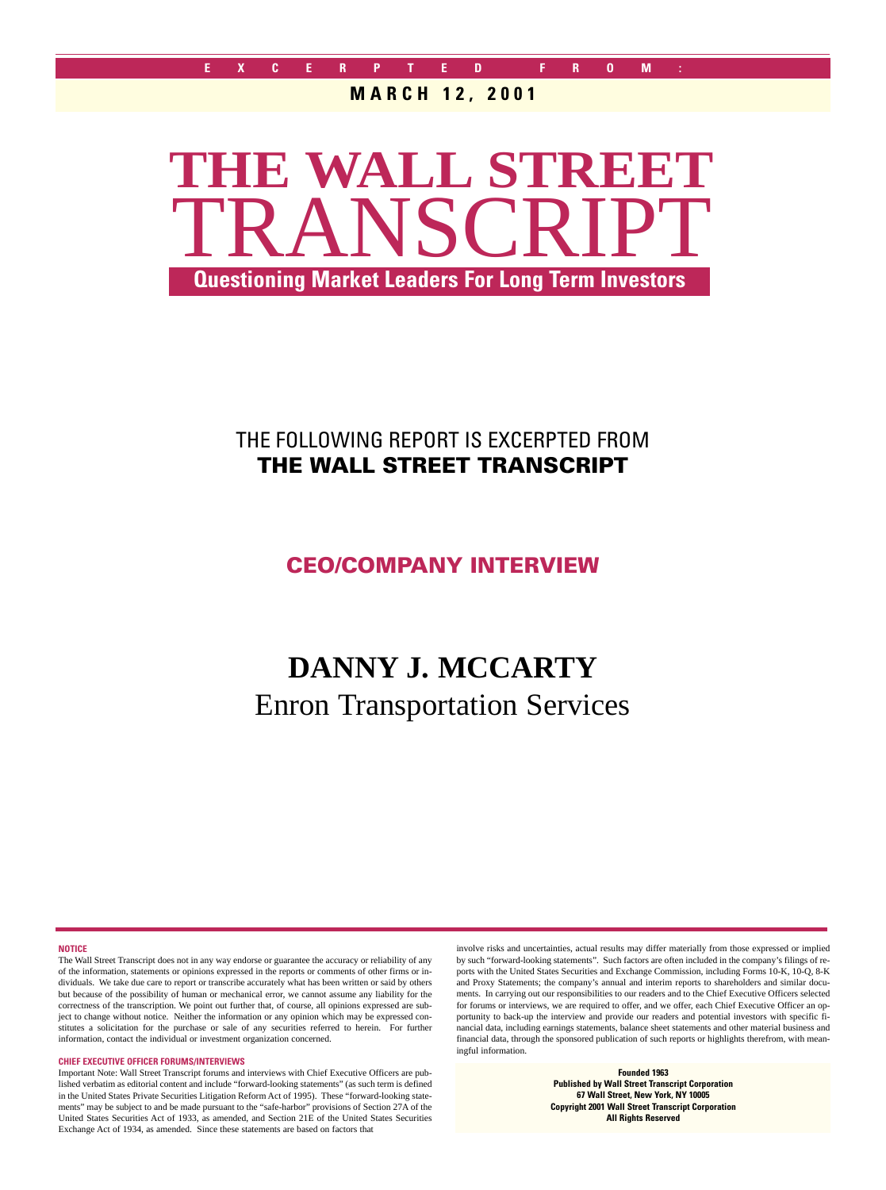EXCERPTED FROM:

**MARCH 12, 2001**

# THE WALL STREET TRANSCRIPT

**Questioning Market Leaders For Long Term Investors**

THE FOLLOWING REPORT IS EXCERPTED FROM
**THE WALL STREET TRANSCRIPT**

## CEO/COMPANY INTERVIEW

# DANNY J. MCCARTY

## Enron Transportation Services

**NOTICE**

The Wall Street Transcript does not in any way endorse or guarantee the accuracy or reliability of any of the information, statements or opinions expressed in the reports or comments of other firms or individuals. We take due care to report or transcribe accurately what has been written or said by others but because of the possibility of human or mechanical error, we cannot assume any liability for the correctness of the transcription. We point out further that, of course, all opinions expressed are subject to change without notice. Neither the information or any opinion which may be expressed constitutes a solicitation for the purchase or sale of any securities referred to herein. For further information, contact the individual or investment organization concerned.

**CHIEF EXECUTIVE OFFICER FORUMS/INTERVIEWS**

Important Note: Wall Street Transcript forums and interviews with Chief Executive Officers are published verbatim as editorial content and include "forward-looking statements" (as such term is defined in the United States Private Securities Litigation Reform Act of 1995). These "forward-looking statements" may be subject to and be made pursuant to the "safe-harbor" provisions of Section 27A of the United States Securities Act of 1933, as amended, and Section 21E of the United States Securities Exchange Act of 1934, as amended. Since these statements are based on factors that involve risks and uncertainties, actual results may differ materially from those expressed or implied by such "forward-looking statements". Such factors are often included in the company's filings of reports with the United States Securities and Exchange Commission, including Forms 10-K, 10-Q, 8-K and Proxy Statements; the company's annual and interim reports to shareholders and similar documents. In carrying out our responsibilities to our readers and to the Chief Executive Officers selected for forums or interviews, we are required to offer, and we offer, each Chief Executive Officer an opportunity to back-up the interview and provide our readers and potential investors with specific financial data, including earnings statements, balance sheet statements and other material business and financial data, through the sponsored publication of such reports or highlights therefrom, with meaningful information.

**Founded 1963**
**Published by Wall Street Transcript Corporation**
**67 Wall Street, New York, NY 10005**
**Copyright 2001 Wall Street Transcript Corporation**
**All Rights Reserved**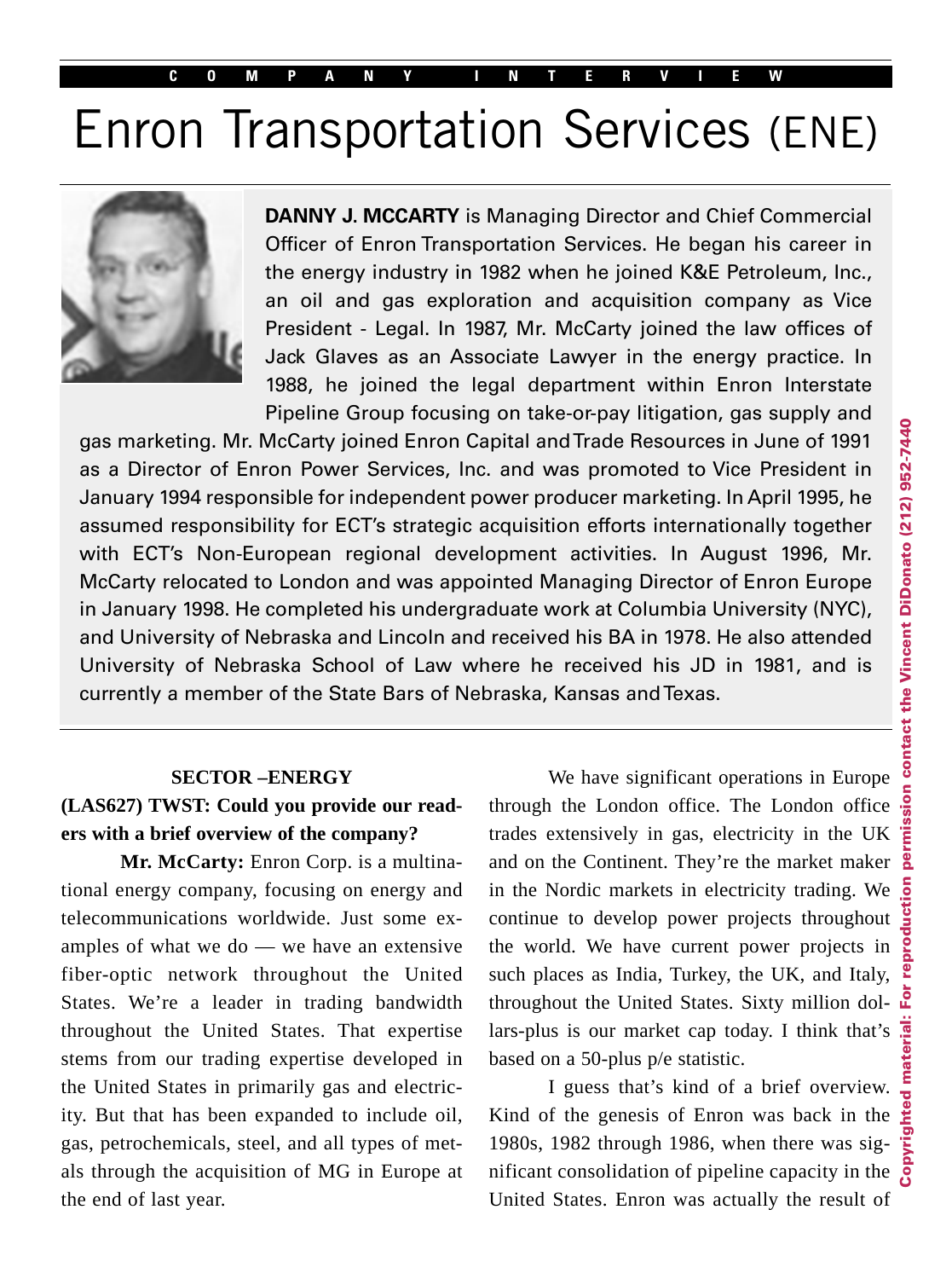COMPANY INTERVIEW

# Enron Transportation Services (ENE)

**DANNY J. MCCARTY** is Managing Director and Chief Commercial Officer of Enron Transportation Services. He began his career in the energy industry in 1982 when he joined K&E Petroleum, Inc., an oil and gas exploration and acquisition company as Vice President - Legal. In 1987, Mr. McCarty joined the law offices of Jack Glaves as an Associate Lawyer in the energy practice. In 1988, he joined the legal department within Enron Interstate Pipeline Group focusing on take-or-pay litigation, gas supply and gas marketing. Mr. McCarty joined Enron Capital and Trade Resources in June of 1991 as a Director of Enron Power Services, Inc. and was promoted to Vice President in January 1994 responsible for independent power producer marketing. In April 1995, he assumed responsibility for ECT's strategic acquisition efforts internationally together with ECT's Non-European regional development activities. In August 1996, Mr. McCarty relocated to London and was appointed Managing Director of Enron Europe in January 1998. He completed his undergraduate work at Columbia University (NYC), and University of Nebraska and Lincoln and received his BA in 1978. He also attended University of Nebraska School of Law where he received his JD in 1981, and is currently a member of the State Bars of Nebraska, Kansas and Texas.

**SECTOR –ENERGY**

**(LAS627) TWST: Could you provide our readers with a brief overview of the company?**

**Mr. McCarty:** Enron Corp. is a multinational energy company, focusing on energy and telecommunications worldwide. Just some examples of what we do — we have an extensive fiber-optic network throughout the United States. We're a leader in trading bandwidth throughout the United States. That expertise stems from our trading expertise developed in the United States in primarily gas and electricity. But that has been expanded to include oil, gas, petrochemicals, steel, and all types of metals through the acquisition of MG in Europe at the end of last year.

We have significant operations in Europe through the London office. The London office trades extensively in gas, electricity in the UK and on the Continent. They're the market maker in the Nordic markets in electricity trading. We continue to develop power projects throughout the world. We have current power projects in such places as India, Turkey, the UK, and Italy, throughout the United States. Sixty million dollars-plus is our market cap today. I think that's based on a 50-plus p/e statistic.

I guess that's kind of a brief overview. Kind of the genesis of Enron was back in the 1980s, 1982 through 1986, when there was significant consolidation of pipeline capacity in the United States. Enron was actually the result of

Copyrighted material: For reproduction permission contact the Vincent DiDonato (212) 952-7440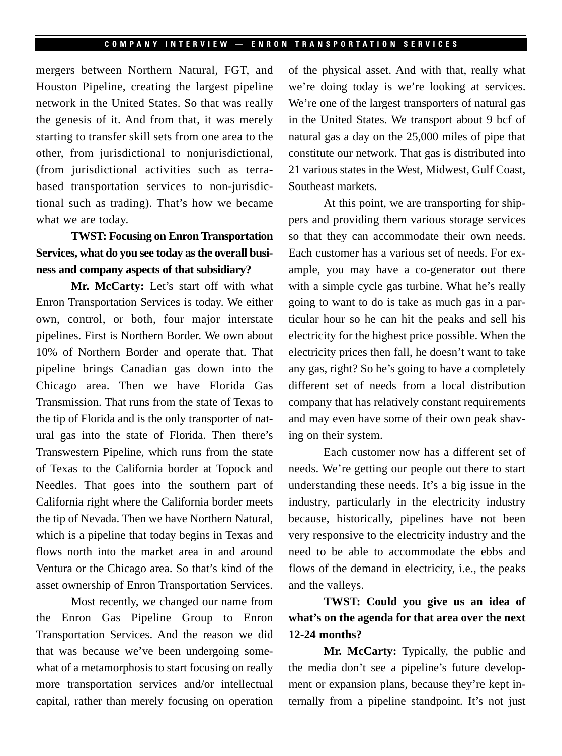mergers between Northern Natural, FGT, and Houston Pipeline, creating the largest pipeline network in the United States. So that was really the genesis of it. And from that, it was merely starting to transfer skill sets from one area to the other, from jurisdictional to nonjurisdictional, (from jurisdictional activities such as terra-based transportation services to non-jurisdictional such as trading). That's how we became what we are today.

**TWST: Focusing on Enron Transportation Services, what do you see today as the overall business and company aspects of that subsidiary?**

**Mr. McCarty:** Let's start off with what Enron Transportation Services is today. We either own, control, or both, four major interstate pipelines. First is Northern Border. We own about 10% of Northern Border and operate that. That pipeline brings Canadian gas down into the Chicago area. Then we have Florida Gas Transmission. That runs from the state of Texas to the tip of Florida and is the only transporter of natural gas into the state of Florida. Then there's Transwestern Pipeline, which runs from the state of Texas to the California border at Topock and Needles. That goes into the southern part of California right where the California border meets the tip of Nevada. Then we have Northern Natural, which is a pipeline that today begins in Texas and flows north into the market area in and around Ventura or the Chicago area. So that's kind of the asset ownership of Enron Transportation Services.

Most recently, we changed our name from the Enron Gas Pipeline Group to Enron Transportation Services. And the reason we did that was because we've been undergoing somewhat of a metamorphosis to start focusing on really more transportation services and/or intellectual capital, rather than merely focusing on operation of the physical asset. And with that, really what we're doing today is we're looking at services. We're one of the largest transporters of natural gas in the United States. We transport about 9 bcf of natural gas a day on the 25,000 miles of pipe that constitute our network. That gas is distributed into 21 various states in the West, Midwest, Gulf Coast, Southeast markets.

At this point, we are transporting for shippers and providing them various storage services so that they can accommodate their own needs. Each customer has a various set of needs. For example, you may have a co-generator out there with a simple cycle gas turbine. What he's really going to want to do is take as much gas in a particular hour so he can hit the peaks and sell his electricity for the highest price possible. When the electricity prices then fall, he doesn't want to take any gas, right? So he's going to have a completely different set of needs from a local distribution company that has relatively constant requirements and may even have some of their own peak shaving on their system.

Each customer now has a different set of needs. We're getting our people out there to start understanding these needs. It's a big issue in the industry, particularly in the electricity industry because, historically, pipelines have not been very responsive to the electricity industry and the need to be able to accommodate the ebbs and flows of the demand in electricity, i.e., the peaks and the valleys.

**TWST: Could you give us an idea of what's on the agenda for that area over the next 12-24 months?**

**Mr. McCarty:** Typically, the public and the media don't see a pipeline's future development or expansion plans, because they're kept internally from a pipeline standpoint. It's not just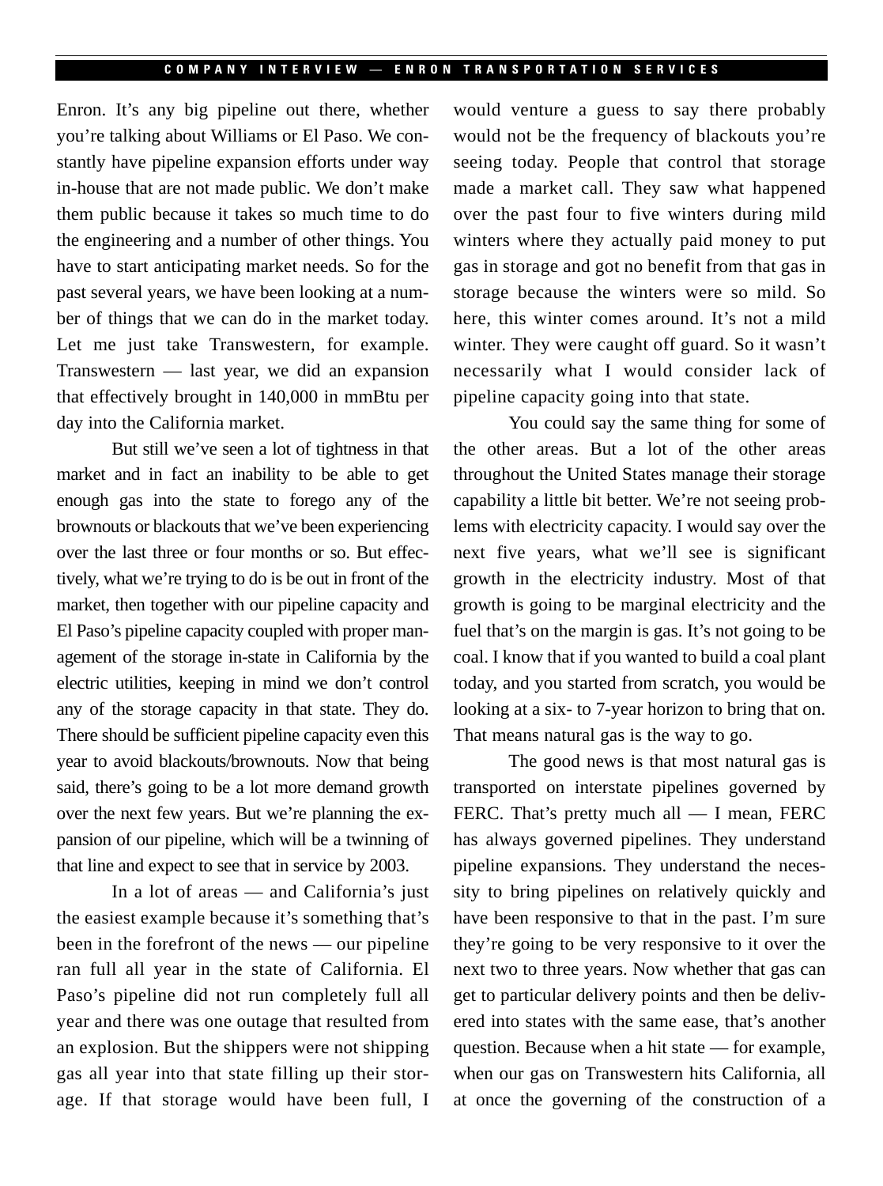Enron. It's any big pipeline out there, whether you're talking about Williams or El Paso. We constantly have pipeline expansion efforts under way in-house that are not made public. We don't make them public because it takes so much time to do the engineering and a number of other things. You have to start anticipating market needs. So for the past several years, we have been looking at a number of things that we can do in the market today. Let me just take Transwestern, for example. Transwestern — last year, we did an expansion that effectively brought in 140,000 in mmBtu per day into the California market.

But still we've seen a lot of tightness in that market and in fact an inability to be able to get enough gas into the state to forego any of the brownouts or blackouts that we've been experiencing over the last three or four months or so. But effectively, what we're trying to do is be out in front of the market, then together with our pipeline capacity and El Paso's pipeline capacity coupled with proper management of the storage in-state in California by the electric utilities, keeping in mind we don't control any of the storage capacity in that state. They do. There should be sufficient pipeline capacity even this year to avoid blackouts/brownouts. Now that being said, there's going to be a lot more demand growth over the next few years. But we're planning the expansion of our pipeline, which will be a twinning of that line and expect to see that in service by 2003.

In a lot of areas — and California's just the easiest example because it's something that's been in the forefront of the news — our pipeline ran full all year in the state of California. El Paso's pipeline did not run completely full all year and there was one outage that resulted from an explosion. But the shippers were not shipping gas all year into that state filling up their storage. If that storage would have been full, I would venture a guess to say there probably would not be the frequency of blackouts you're seeing today. People that control that storage made a market call. They saw what happened over the past four to five winters during mild winters where they actually paid money to put gas in storage and got no benefit from that gas in storage because the winters were so mild. So here, this winter comes around. It's not a mild winter. They were caught off guard. So it wasn't necessarily what I would consider lack of pipeline capacity going into that state.

You could say the same thing for some of the other areas. But a lot of the other areas throughout the United States manage their storage capability a little bit better. We're not seeing problems with electricity capacity. I would say over the next five years, what we'll see is significant growth in the electricity industry. Most of that growth is going to be marginal electricity and the fuel that's on the margin is gas. It's not going to be coal. I know that if you wanted to build a coal plant today, and you started from scratch, you would be looking at a six- to 7-year horizon to bring that on. That means natural gas is the way to go.

The good news is that most natural gas is transported on interstate pipelines governed by FERC. That's pretty much all — I mean, FERC has always governed pipelines. They understand pipeline expansions. They understand the necessity to bring pipelines on relatively quickly and have been responsive to that in the past. I'm sure they're going to be very responsive to it over the next two to three years. Now whether that gas can get to particular delivery points and then be delivered into states with the same ease, that's another question. Because when a hit state — for example, when our gas on Transwestern hits California, all at once the governing of the construction of a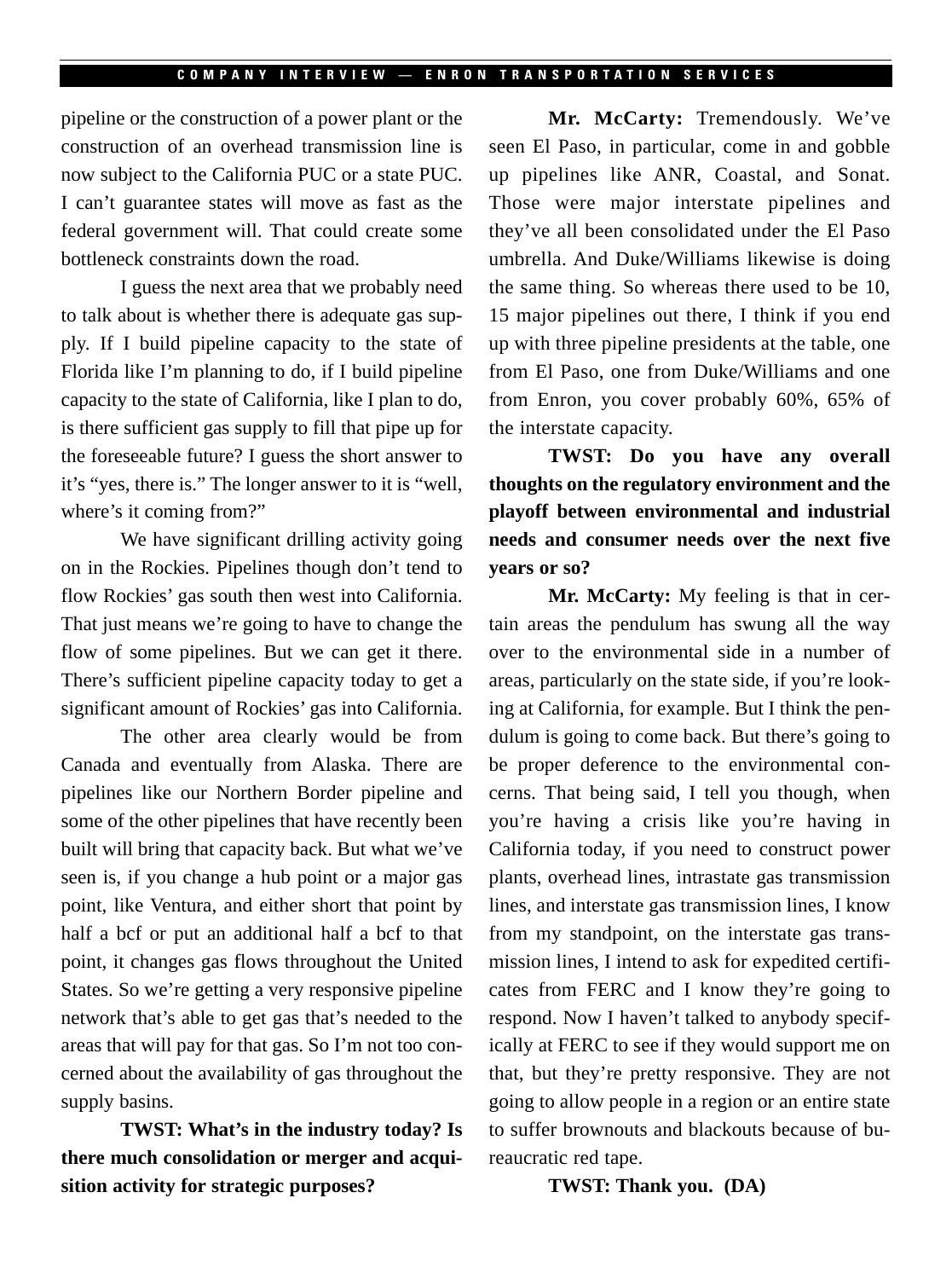pipeline or the construction of a power plant or the construction of an overhead transmission line is now subject to the California PUC or a state PUC. I can't guarantee states will move as fast as the federal government will. That could create some bottleneck constraints down the road.

I guess the next area that we probably need to talk about is whether there is adequate gas supply. If I build pipeline capacity to the state of Florida like I'm planning to do, if I build pipeline capacity to the state of California, like I plan to do, is there sufficient gas supply to fill that pipe up for the foreseeable future? I guess the short answer to it's "yes, there is." The longer answer to it is "well, where's it coming from?"

We have significant drilling activity going on in the Rockies. Pipelines though don't tend to flow Rockies' gas south then west into California. That just means we're going to have to change the flow of some pipelines. But we can get it there. There's sufficient pipeline capacity today to get a significant amount of Rockies' gas into California.

The other area clearly would be from Canada and eventually from Alaska. There are pipelines like our Northern Border pipeline and some of the other pipelines that have recently been built will bring that capacity back. But what we've seen is, if you change a hub point or a major gas point, like Ventura, and either short that point by half a bcf or put an additional half a bcf to that point, it changes gas flows throughout the United States. So we're getting a very responsive pipeline network that's able to get gas that's needed to the areas that will pay for that gas. So I'm not too concerned about the availability of gas throughout the supply basins.

**TWST: What's in the industry today? Is there much consolidation or merger and acquisition activity for strategic purposes?**

**Mr. McCarty:** Tremendously. We've seen El Paso, in particular, come in and gobble up pipelines like ANR, Coastal, and Sonat. Those were major interstate pipelines and they've all been consolidated under the El Paso umbrella. And Duke/Williams likewise is doing the same thing. So whereas there used to be 10, 15 major pipelines out there, I think if you end up with three pipeline presidents at the table, one from El Paso, one from Duke/Williams and one from Enron, you cover probably 60%, 65% of the interstate capacity.

**TWST: Do you have any overall thoughts on the regulatory environment and the playoff between environmental and industrial needs and consumer needs over the next five years or so?**

**Mr. McCarty:** My feeling is that in certain areas the pendulum has swung all the way over to the environmental side in a number of areas, particularly on the state side, if you're looking at California, for example. But I think the pendulum is going to come back. But there's going to be proper deference to the environmental concerns. That being said, I tell you though, when you're having a crisis like you're having in California today, if you need to construct power plants, overhead lines, intrastate gas transmission lines, and interstate gas transmission lines, I know from my standpoint, on the interstate gas transmission lines, I intend to ask for expedited certificates from FERC and I know they're going to respond. Now I haven't talked to anybody specifically at FERC to see if they would support me on that, but they're pretty responsive. They are not going to allow people in a region or an entire state to suffer brownouts and blackouts because of bureaucratic red tape.

**TWST: Thank you. (DA)**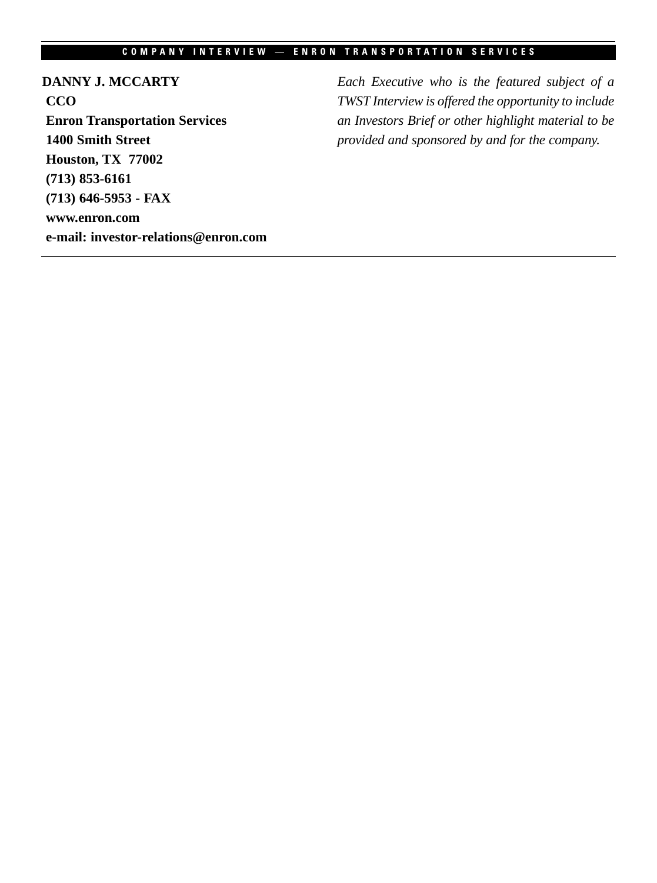**DANNY J. MCCARTY**
**CCO**
**Enron Transportation Services**
**1400 Smith Street**
**Houston, TX 77002**
**(713) 853-6161**
**(713) 646-5953 - FAX**
**www.enron.com**
**e-mail: investor-relations@enron.com**

*Each Executive who is the featured subject of a TWST Interview is offered the opportunity to include an Investors Brief or other highlight material to be provided and sponsored by and for the company.*